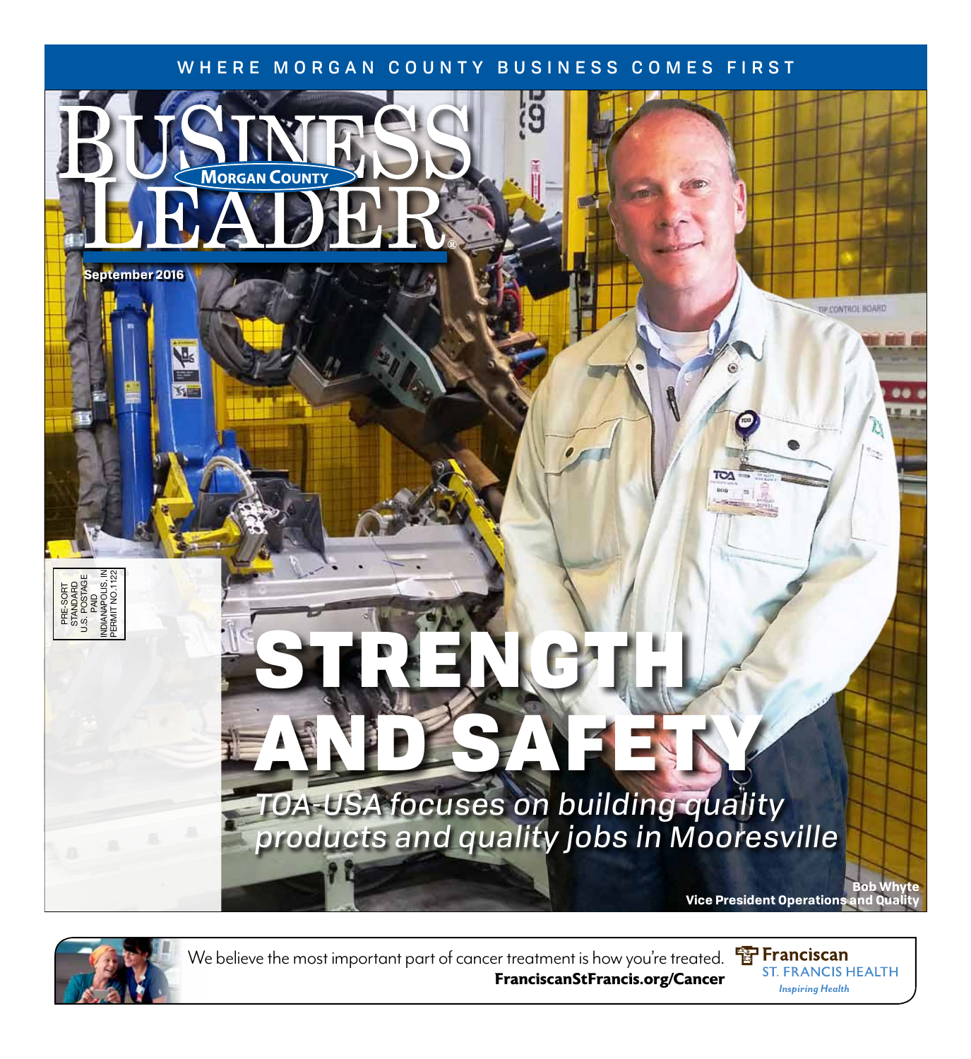WHERE MORGAN COUNTY BUSINESS COMES FIRST

# BUSINESS LEADER

MORGAN COUNTY

September 2016

PRE-SORT STANDARD U.S. POSTAGE PAID INDIANAPOLIS, IN PERMIT NO.1122

# STRENGTH AND SAFETY

*TOA-USA focuses on building quality products and quality jobs in Mooresville*

**Bob Whyte**
**Vice President Operations and Quality**

We believe the most important part of cancer treatment is how you're treated.
**FranciscanStFrancis.org/Cancer**

Franciscan
ST. FRANCIS HEALTH
*Inspiring Health*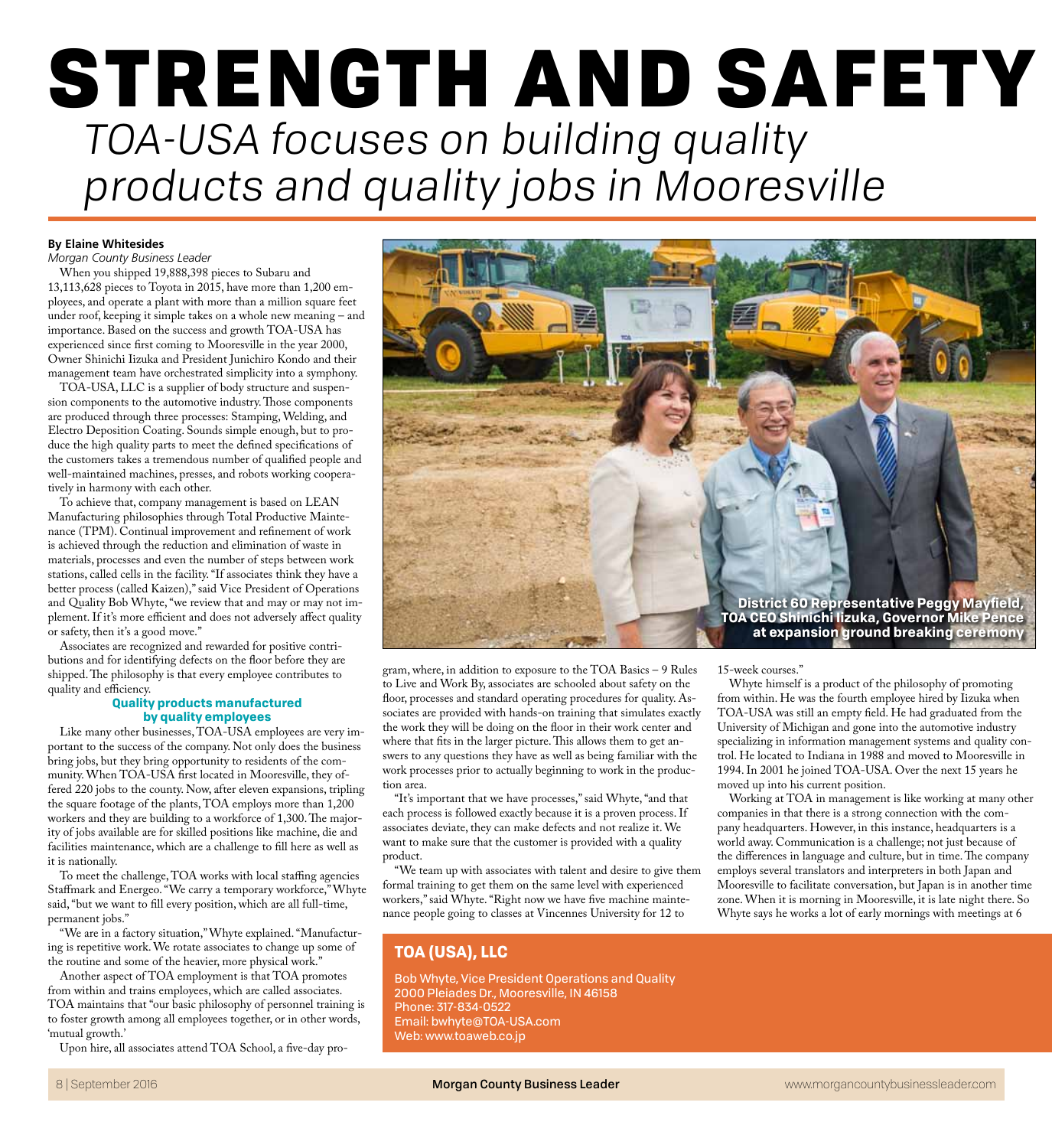# STRENGTH AND SAFETY

## *TOA-USA focuses on building quality products and quality jobs in Mooresville*

**By Elaine Whitesides**
*Morgan County Business Leader*

When you shipped 19,888,398 pieces to Subaru and 13,113,628 pieces to Toyota in 2015, have more than 1,200 employees, and operate a plant with more than a million square feet under roof, keeping it simple takes on a whole new meaning – and importance. Based on the success and growth TOA-USA has experienced since first coming to Mooresville in the year 2000, Owner Shinichi Iizuka and President Junichiro Kondo and their management team have orchestrated simplicity into a symphony.

TOA-USA, LLC is a supplier of body structure and suspension components to the automotive industry. Those components are produced through three processes: Stamping, Welding, and Electro Deposition Coating. Sounds simple enough, but to produce the high quality parts to meet the defined specifications of the customers takes a tremendous number of qualified people and well-maintained machines, presses, and robots working cooperatively in harmony with each other.

To achieve that, company management is based on LEAN Manufacturing philosophies through Total Productive Maintenance (TPM). Continual improvement and refinement of work is achieved through the reduction and elimination of waste in materials, processes and even the number of steps between work stations, called cells in the facility. "If associates think they have a better process (called Kaizen)," said Vice President of Operations and Quality Bob Whyte, "we review that and may or may not implement. If it's more efficient and does not adversely affect quality or safety, then it's a good move."

Associates are recognized and rewarded for positive contributions and for identifying defects on the floor before they are shipped. The philosophy is that every employee contributes to quality and efficiency.

### Quality products manufactured by quality employees

Like many other businesses, TOA-USA employees are very important to the success of the company. Not only does the business bring jobs, but they bring opportunity to residents of the community. When TOA-USA first located in Mooresville, they offered 220 jobs to the county. Now, after eleven expansions, tripling the square footage of the plants, TOA employs more than 1,200 workers and they are building to a workforce of 1,300. The majority of jobs available are for skilled positions like machine, die and facilities maintenance, which are a challenge to fill here as well as it is nationally.

To meet the challenge, TOA works with local staffing agencies Staffmark and Energeo. "We carry a temporary workforce," Whyte said, "but we want to fill every position, which are all full-time, permanent jobs."

"We are in a factory situation," Whyte explained. "Manufacturing is repetitive work. We rotate associates to change up some of the routine and some of the heavier, more physical work."

Another aspect of TOA employment is that TOA promotes from within and trains employees, which are called associates. TOA maintains that "our basic philosophy of personnel training is to foster growth among all employees together, or in other words, 'mutual growth.'

Upon hire, all associates attend TOA School, a five-day program, where, in addition to exposure to the TOA Basics – 9 Rules to Live and Work By, associates are schooled about safety on the floor, processes and standard operating procedures for quality. Associates are provided with hands-on training that simulates exactly the work they will be doing on the floor in their work center and where that fits in the larger picture. This allows them to get answers to any questions they have as well as being familiar with the work processes prior to actually beginning to work in the production area.

"It's important that we have processes," said Whyte, "and that each process is followed exactly because it is a proven process. If associates deviate, they can make defects and not realize it. We want to make sure that the customer is provided with a quality product.

"We team up with associates with talent and desire to give them formal training to get them on the same level with experienced workers," said Whyte. "Right now we have five machine maintenance people going to classes at Vincennes University for 12 to 15-week courses."

Whyte himself is a product of the philosophy of promoting from within. He was the fourth employee hired by Iizuka when TOA-USA was still an empty field. He had graduated from the University of Michigan and gone into the automotive industry specializing in information management systems and quality control. He located to Indiana in 1988 and moved to Mooresville in 1994. In 2001 he joined TOA-USA. Over the next 15 years he moved up into his current position.

Working at TOA in management is like working at many other companies in that there is a strong connection with the company headquarters. However, in this instance, headquarters is a world away. Communication is a challenge; not just because of the differences in language and culture, but in time. The company employs several translators and interpreters in both Japan and Mooresville to facilitate conversation, but Japan is in another time zone. When it is morning in Mooresville, it is late night there. So Whyte says he works a lot of early mornings with meetings at 6

District 60 Representative Peggy Mayfield, TOA CEO Shinichi Iizuka, Governor Mike Pence at expansion ground breaking ceremony

**TOA (USA), LLC**

Bob Whyte, Vice President Operations and Quality
2000 Pleiades Dr., Mooresville, IN 46158
Phone: 317-834-0522
Email: bwhyte@TOA-USA.com
Web: www.toaweb.co.jp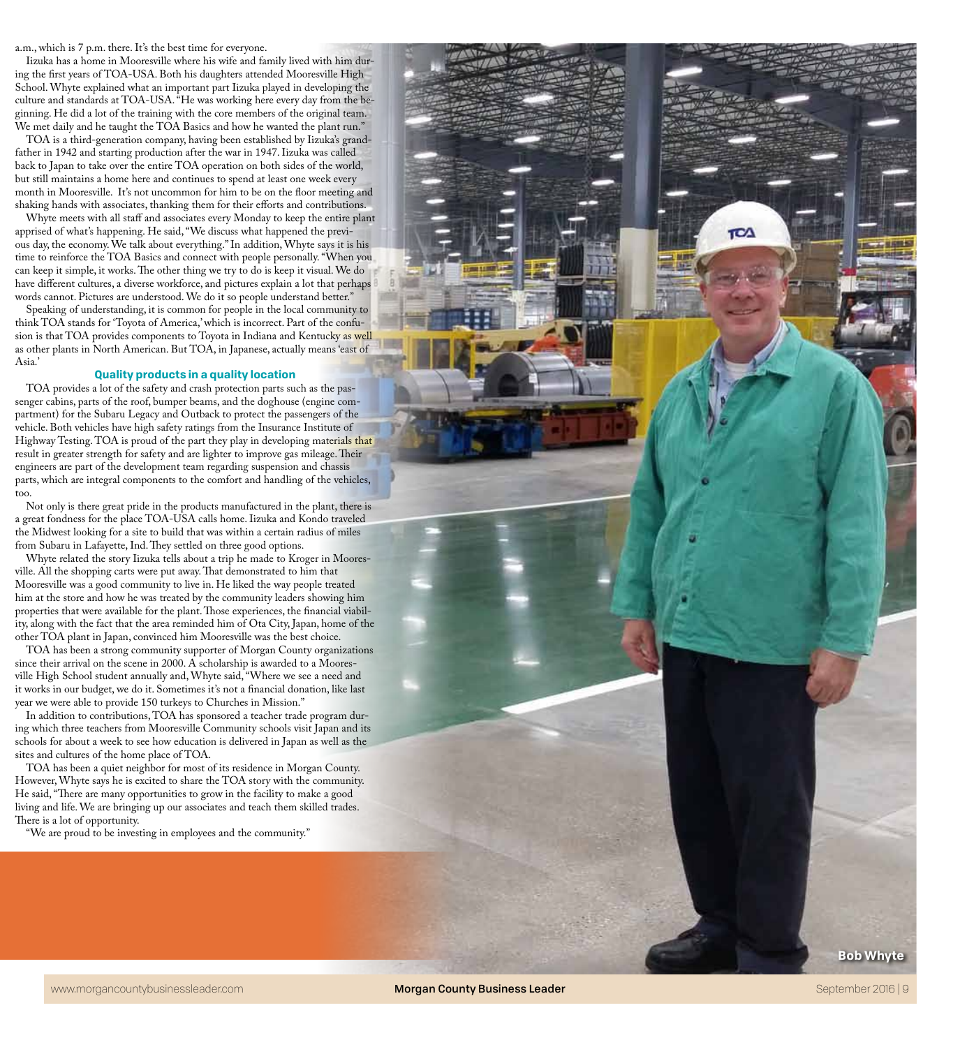a.m., which is 7 p.m. there. It's the best time for everyone.

Iizuka has a home in Mooresville where his wife and family lived with him during the first years of TOA-USA. Both his daughters attended Mooresville High School. Whyte explained what an important part Iizuka played in developing the culture and standards at TOA-USA. "He was working here every day from the beginning. He did a lot of the training with the core members of the original team. We met daily and he taught the TOA Basics and how he wanted the plant run."

TOA is a third-generation company, having been established by Iizuka's grandfather in 1942 and starting production after the war in 1947. Iizuka was called back to Japan to take over the entire TOA operation on both sides of the world, but still maintains a home here and continues to spend at least one week every month in Mooresville. It's not uncommon for him to be on the floor meeting and shaking hands with associates, thanking them for their efforts and contributions.

Whyte meets with all staff and associates every Monday to keep the entire plant apprised of what's happening. He said, "We discuss what happened the previous day, the economy. We talk about everything." In addition, Whyte says it is his time to reinforce the TOA Basics and connect with people personally. "When you can keep it simple, it works. The other thing we try to do is keep it visual. We do have different cultures, a diverse workforce, and pictures explain a lot that perhaps words cannot. Pictures are understood. We do it so people understand better."

Speaking of understanding, it is common for people in the local community to think TOA stands for 'Toyota of America,' which is incorrect. Part of the confusion is that TOA provides components to Toyota in Indiana and Kentucky as well as other plants in North American. But TOA, in Japanese, actually means 'east of Asia.'

## Quality products in a quality location

TOA provides a lot of the safety and crash protection parts such as the passenger cabins, parts of the roof, bumper beams, and the doghouse (engine compartment) for the Subaru Legacy and Outback to protect the passengers of the vehicle. Both vehicles have high safety ratings from the Insurance Institute of Highway Testing. TOA is proud of the part they play in developing materials that result in greater strength for safety and are lighter to improve gas mileage. Their engineers are part of the development team regarding suspension and chassis parts, which are integral components to the comfort and handling of the vehicles, too.

Not only is there great pride in the products manufactured in the plant, there is a great fondness for the place TOA-USA calls home. Iizuka and Kondo traveled the Midwest looking for a site to build that was within a certain radius of miles from Subaru in Lafayette, Ind. They settled on three good options.

Whyte related the story Iizuka tells about a trip he made to Kroger in Mooresville. All the shopping carts were put away. That demonstrated to him that Mooresville was a good community to live in. He liked the way people treated him at the store and how he was treated by the community leaders showing him properties that were available for the plant. Those experiences, the financial viability, along with the fact that the area reminded him of Ota City, Japan, home of the other TOA plant in Japan, convinced him Mooresville was the best choice.

TOA has been a strong community supporter of Morgan County organizations since their arrival on the scene in 2000. A scholarship is awarded to a Mooresville High School student annually and, Whyte said, "Where we see a need and it works in our budget, we do it. Sometimes it's not a financial donation, like last year we were able to provide 150 turkeys to Churches in Mission."

In addition to contributions, TOA has sponsored a teacher trade program during which three teachers from Mooresville Community schools visit Japan and its schools for about a week to see how education is delivered in Japan as well as the sites and cultures of the home place of TOA.

TOA has been a quiet neighbor for most of its residence in Morgan County. However, Whyte says he is excited to share the TOA story with the community. He said, "There are many opportunities to grow in the facility to make a good living and life. We are bringing up our associates and teach them skilled trades. There is a lot of opportunity.

"We are proud to be investing in employees and the community."

Bob Whyte